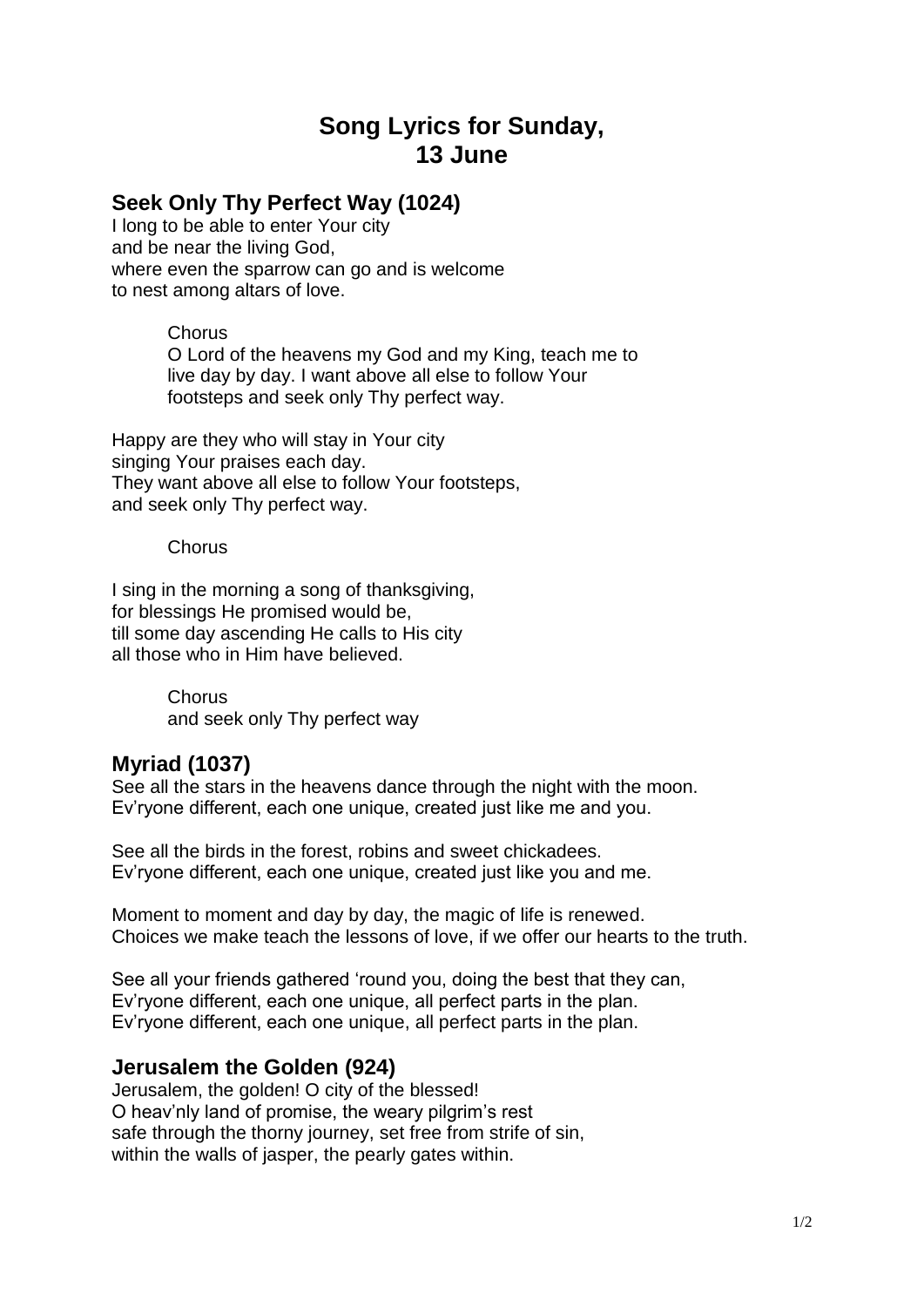# Song Lyrics for Sunday, 13 June

## Seek Only Thy Perfect Way (1024)

I long to be able to enter Your city
and be near the living God,
where even the sparrow can go and is welcome
to nest among altars of love.

> Chorus
> O Lord of the heavens my God and my King, teach me to live day by day. I want above all else to follow Your footsteps and seek only Thy perfect way.

Happy are they who will stay in Your city
singing Your praises each day.
They want above all else to follow Your footsteps,
and seek only Thy perfect way.

> Chorus

I sing in the morning a song of thanksgiving,
for blessings He promised would be,
till some day ascending He calls to His city
all those who in Him have believed.

> Chorus
> and seek only Thy perfect way

## Myriad (1037)

See all the stars in the heavens dance through the night with the moon.
Ev'ryone different, each one unique, created just like me and you.

See all the birds in the forest, robins and sweet chickadees.
Ev'ryone different, each one unique, created just like you and me.

Moment to moment and day by day, the magic of life is renewed.
Choices we make teach the lessons of love, if we offer our hearts to the truth.

See all your friends gathered 'round you, doing the best that they can,
Ev'ryone different, each one unique, all perfect parts in the plan.
Ev'ryone different, each one unique, all perfect parts in the plan.

## Jerusalem the Golden (924)

Jerusalem, the golden! O city of the blessed!
O heav'nly land of promise, the weary pilgrim's rest
safe through the thorny journey, set free from strife of sin,
within the walls of jasper, the pearly gates within.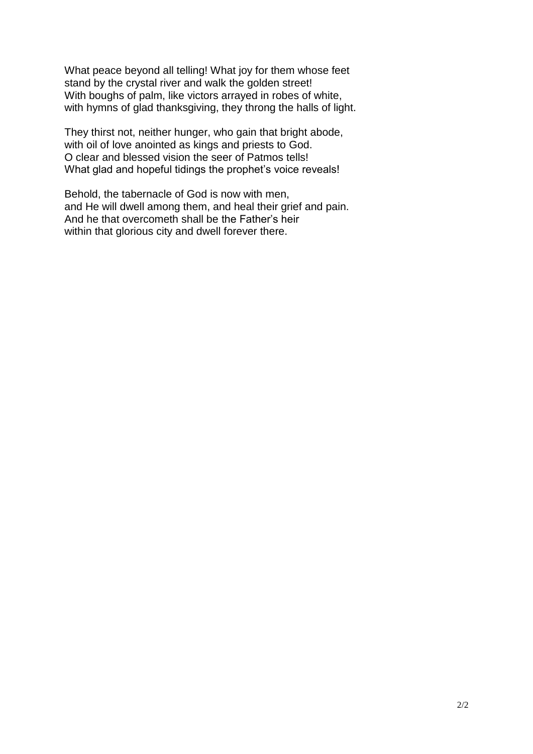What peace beyond all telling! What joy for them whose feet
stand by the crystal river and walk the golden street!
With boughs of palm, like victors arrayed in robes of white,
with hymns of glad thanksgiving, they throng the halls of light.

They thirst not, neither hunger, who gain that bright abode,
with oil of love anointed as kings and priests to God.
O clear and blessed vision the seer of Patmos tells!
What glad and hopeful tidings the prophet's voice reveals!

Behold, the tabernacle of God is now with men,
and He will dwell among them, and heal their grief and pain.
And he that overcometh shall be the Father's heir
within that glorious city and dwell forever there.